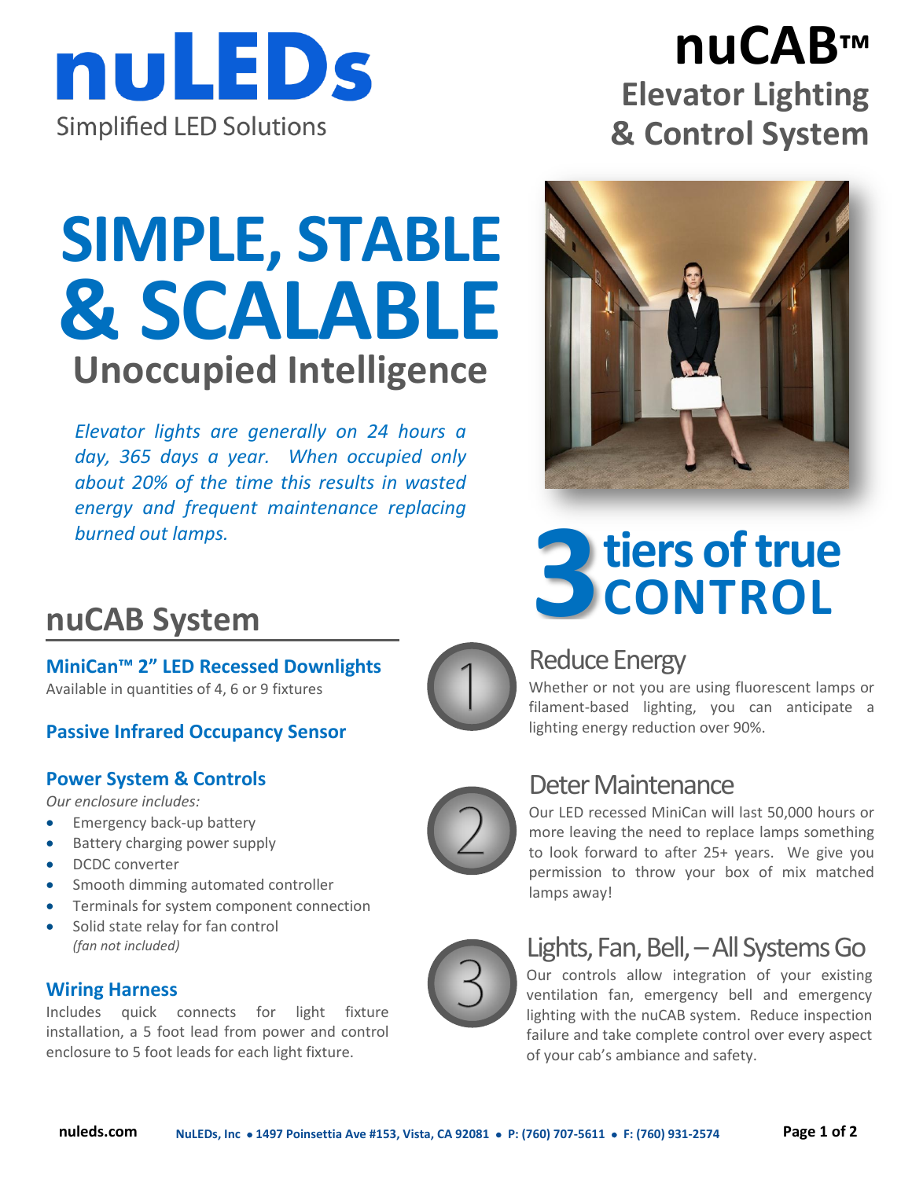# nuLEDs

Simplified LED Solutions

## nuCAB™ Elevator Lighting & Control System

# SIMPLE, STABLE & SCALABLE

## Unoccupied Intelligence

*Elevator lights are generally on 24 hours a day, 365 days a year. When occupied only about 20% of the time this results in wasted energy and frequent maintenance replacing burned out lamps.*

## nuCAB System

### MiniCan™ 2" LED Recessed Downlights

Available in quantities of 4, 6 or 9 fixtures

### Passive Infrared Occupancy Sensor

### Power System & Controls

*Our enclosure includes:*

- Emergency back-up battery
- Battery charging power supply
- DCDC converter
- Smooth dimming automated controller
- Terminals for system component connection
- Solid state relay for fan control *(fan not included)*

### Wiring Harness

Includes quick connects for light fixture installation, a 5 foot lead from power and control enclosure to 5 foot leads for each light fixture.

## 3 tiers of true CONTROL

### 1 Reduce Energy

Whether or not you are using fluorescent lamps or filament-based lighting, you can anticipate a lighting energy reduction over 90%.

### 2 Deter Maintenance

Our LED recessed MiniCan will last 50,000 hours or more leaving the need to replace lamps something to look forward to after 25+ years. We give you permission to throw your box of mix matched lamps away!

### 3 Lights, Fan, Bell, – All Systems Go

Our controls allow integration of your existing ventilation fan, emergency bell and emergency lighting with the nuCAB system. Reduce inspection failure and take complete control over every aspect of your cab's ambiance and safety.

nuleds.com NuLEDs, Inc • 1497 Poinsettia Ave #153, Vista, CA 92081 • P: (760) 707-5611 • F: (760) 931-2574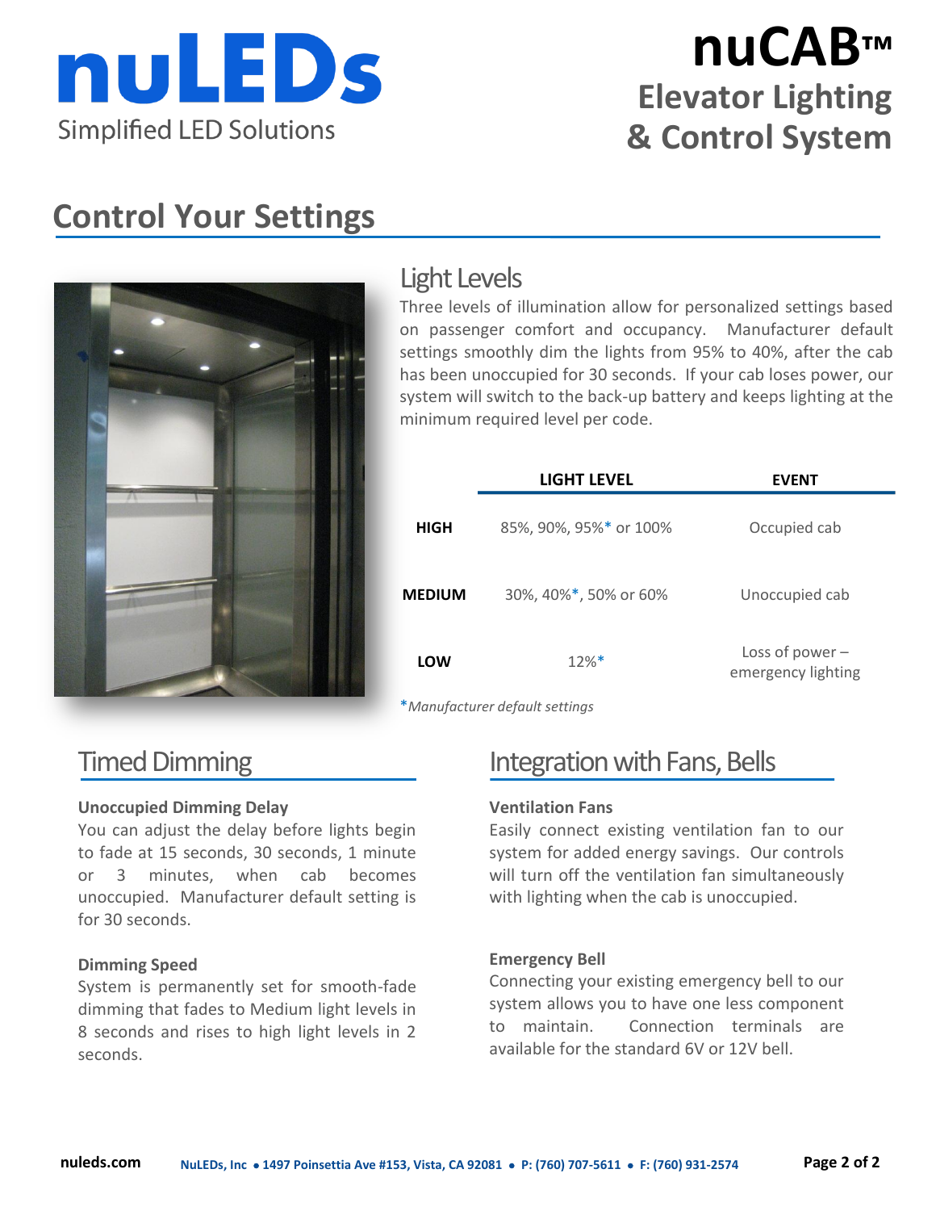nuLEDs
Simplified LED Solutions

# nuCAB™ Elevator Lighting & Control System

## Control Your Settings

### Light Levels

Three levels of illumination allow for personalized settings based on passenger comfort and occupancy. Manufacturer default settings smoothly dim the lights from 95% to 40%, after the cab has been unoccupied for 30 seconds. If your cab loses power, our system will switch to the back-up battery and keeps lighting at the minimum required level per code.

| | LIGHT LEVEL | EVENT |
|---|---|---|
| **HIGH** | 85%, 90%, 95%* or 100% | Occupied cab |
| **MEDIUM** | 30%, 40%*, 50% or 60% | Unoccupied cab |
| **LOW** | 12%* | Loss of power – emergency lighting |

**Manufacturer default settings*

### Timed Dimming

**Unoccupied Dimming Delay**

You can adjust the delay before lights begin to fade at 15 seconds, 30 seconds, 1 minute or 3 minutes, when cab becomes unoccupied. Manufacturer default setting is for 30 seconds.

**Dimming Speed**

System is permanently set for smooth-fade dimming that fades to Medium light levels in 8 seconds and rises to high light levels in 2 seconds.

### Integration with Fans, Bells

**Ventilation Fans**

Easily connect existing ventilation fan to our system for added energy savings. Our controls will turn off the ventilation fan simultaneously with lighting when the cab is unoccupied.

**Emergency Bell**

Connecting your existing emergency bell to our system allows you to have one less component to maintain. Connection terminals are available for the standard 6V or 12V bell.

nuleds.com NuLEDs, Inc • 1497 Poinsettia Ave #153, Vista, CA 92081 • P: (760) 707-5611 • F: (760) 931-2574